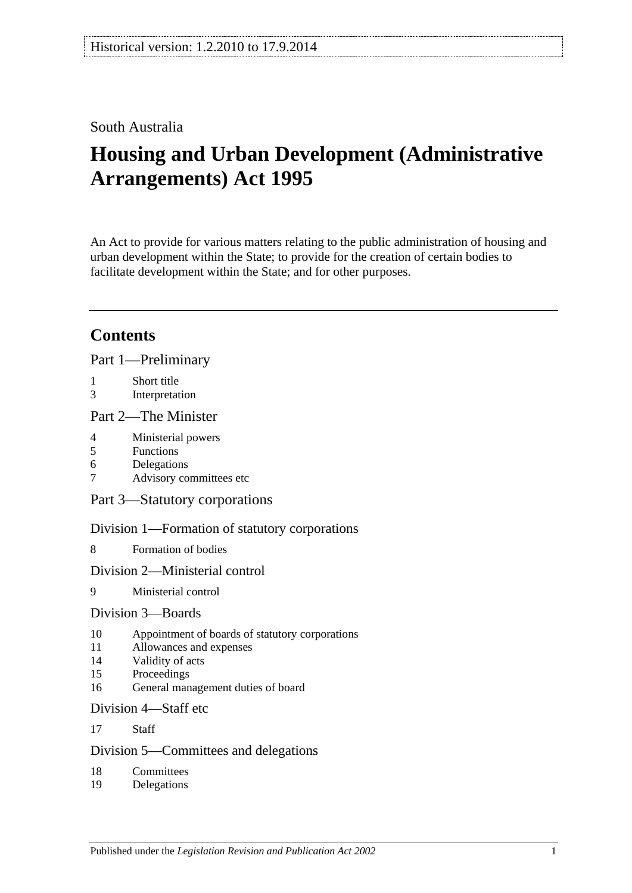Historical version: 1.2.2010 to 17.9.2014

South Australia

# Housing and Urban Development (Administrative Arrangements) Act 1995

An Act to provide for various matters relating to the public administration of housing and urban development within the State; to provide for the creation of certain bodies to facilitate development within the State; and for other purposes.

## Contents

Part 1—Preliminary

1 Short title
3 Interpretation

Part 2—The Minister

4 Ministerial powers
5 Functions
6 Delegations
7 Advisory committees etc

Part 3—Statutory corporations

Division 1—Formation of statutory corporations

8 Formation of bodies

Division 2—Ministerial control

9 Ministerial control

Division 3—Boards

10 Appointment of boards of statutory corporations
11 Allowances and expenses
14 Validity of acts
15 Proceedings
16 General management duties of board

Division 4—Staff etc

17 Staff

Division 5—Committees and delegations

18 Committees
19 Delegations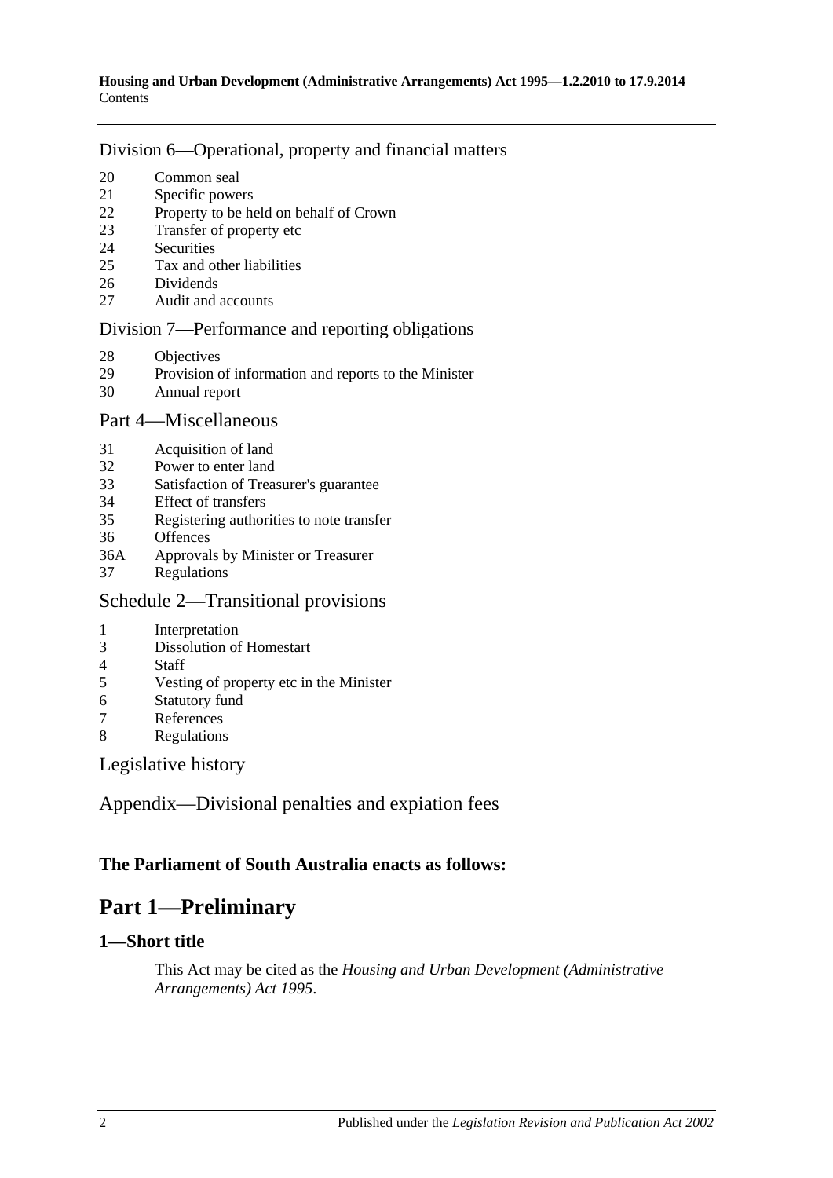Division 6—Operational, property and financial matters

- 20 Common seal
- 21 Specific powers
- 22 Property to be held on behalf of Crown
- 23 Transfer of property etc
- 24 Securities
- 25 Tax and other liabilities
- 26 Dividends
- 27 Audit and accounts

Division 7—Performance and reporting obligations

- 28 Objectives
- 29 Provision of information and reports to the Minister
- 30 Annual report

Part 4—Miscellaneous

- 31 Acquisition of land
- 32 Power to enter land
- 33 Satisfaction of Treasurer's guarantee
- 34 Effect of transfers
- 35 Registering authorities to note transfer
- 36 Offences
- 36A Approvals by Minister or Treasurer
- 37 Regulations

Schedule 2—Transitional provisions

- 1 Interpretation
- 3 Dissolution of Homestart
- 4 Staff
- 5 Vesting of property etc in the Minister
- 6 Statutory fund
- 7 References
- 8 Regulations

Legislative history

Appendix—Divisional penalties and expiation fees

**The Parliament of South Australia enacts as follows:**

# Part 1—Preliminary

## 1—Short title

This Act may be cited as the *Housing and Urban Development (Administrative Arrangements) Act 1995*.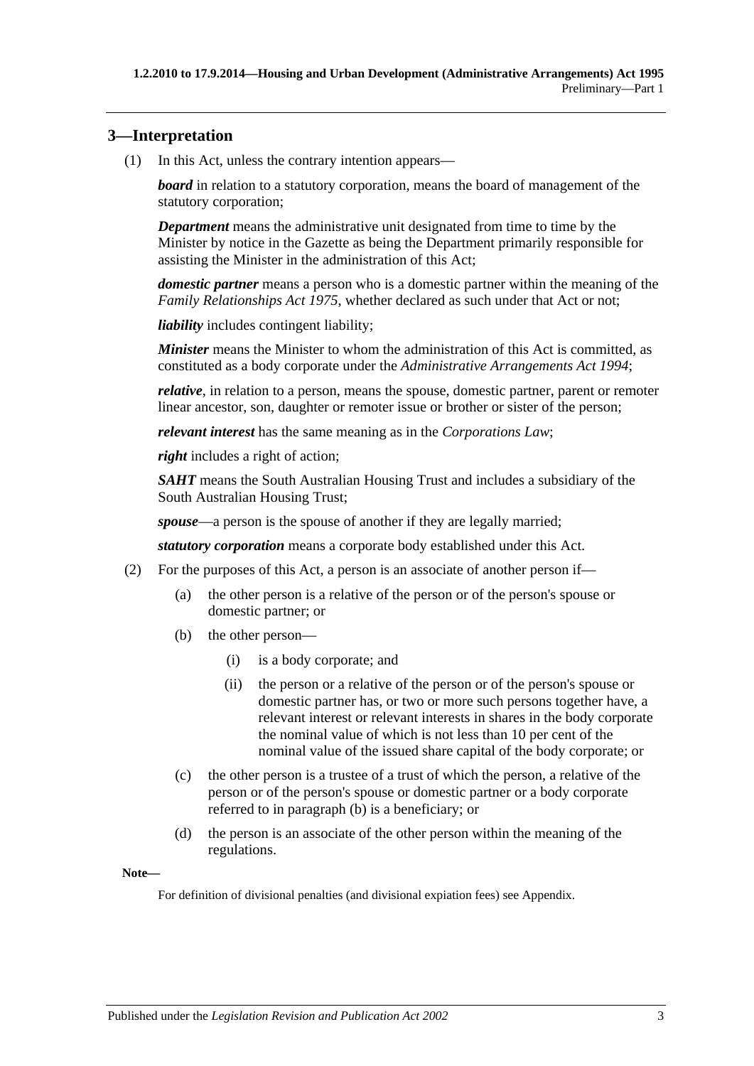## 3—Interpretation

(1) In this Act, unless the contrary intention appears—

***board*** in relation to a statutory corporation, means the board of management of the statutory corporation;

***Department*** means the administrative unit designated from time to time by the Minister by notice in the Gazette as being the Department primarily responsible for assisting the Minister in the administration of this Act;

***domestic partner*** means a person who is a domestic partner within the meaning of the *Family Relationships Act 1975*, whether declared as such under that Act or not;

***liability*** includes contingent liability;

***Minister*** means the Minister to whom the administration of this Act is committed, as constituted as a body corporate under the *Administrative Arrangements Act 1994*;

***relative***, in relation to a person, means the spouse, domestic partner, parent or remoter linear ancestor, son, daughter or remoter issue or brother or sister of the person;

***relevant interest*** has the same meaning as in the *Corporations Law*;

***right*** includes a right of action;

***SAHT*** means the South Australian Housing Trust and includes a subsidiary of the South Australian Housing Trust;

***spouse***—a person is the spouse of another if they are legally married;

***statutory corporation*** means a corporate body established under this Act.

(2) For the purposes of this Act, a person is an associate of another person if—

(a) the other person is a relative of the person or of the person's spouse or domestic partner; or

(b) the other person—

(i) is a body corporate; and

(ii) the person or a relative of the person or of the person's spouse or domestic partner has, or two or more such persons together have, a relevant interest or relevant interests in shares in the body corporate the nominal value of which is not less than 10 per cent of the nominal value of the issued share capital of the body corporate; or

(c) the other person is a trustee of a trust of which the person, a relative of the person or of the person's spouse or domestic partner or a body corporate referred to in paragraph (b) is a beneficiary; or

(d) the person is an associate of the other person within the meaning of the regulations.

**Note—**

For definition of divisional penalties (and divisional expiation fees) see Appendix.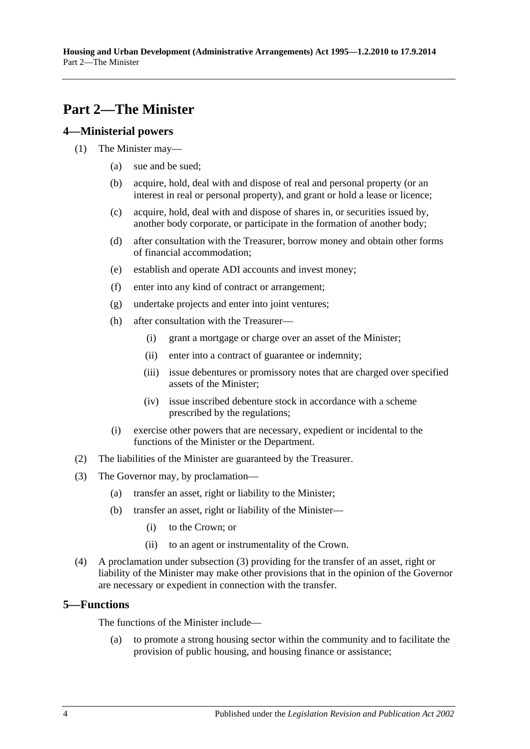## Part 2—The Minister

### 4—Ministerial powers

(1) The Minister may—

- (a) sue and be sued;
- (b) acquire, hold, deal with and dispose of real and personal property (or an interest in real or personal property), and grant or hold a lease or licence;
- (c) acquire, hold, deal with and dispose of shares in, or securities issued by, another body corporate, or participate in the formation of another body;
- (d) after consultation with the Treasurer, borrow money and obtain other forms of financial accommodation;
- (e) establish and operate ADI accounts and invest money;
- (f) enter into any kind of contract or arrangement;
- (g) undertake projects and enter into joint ventures;
- (h) after consultation with the Treasurer—
  - (i) grant a mortgage or charge over an asset of the Minister;
  - (ii) enter into a contract of guarantee or indemnity;
  - (iii) issue debentures or promissory notes that are charged over specified assets of the Minister;
  - (iv) issue inscribed debenture stock in accordance with a scheme prescribed by the regulations;
- (i) exercise other powers that are necessary, expedient or incidental to the functions of the Minister or the Department.

(2) The liabilities of the Minister are guaranteed by the Treasurer.

(3) The Governor may, by proclamation—

- (a) transfer an asset, right or liability to the Minister;
- (b) transfer an asset, right or liability of the Minister—
  - (i) to the Crown; or
  - (ii) to an agent or instrumentality of the Crown.

(4) A proclamation under subsection (3) providing for the transfer of an asset, right or liability of the Minister may make other provisions that in the opinion of the Governor are necessary or expedient in connection with the transfer.

### 5—Functions

The functions of the Minister include—

- (a) to promote a strong housing sector within the community and to facilitate the provision of public housing, and housing finance or assistance;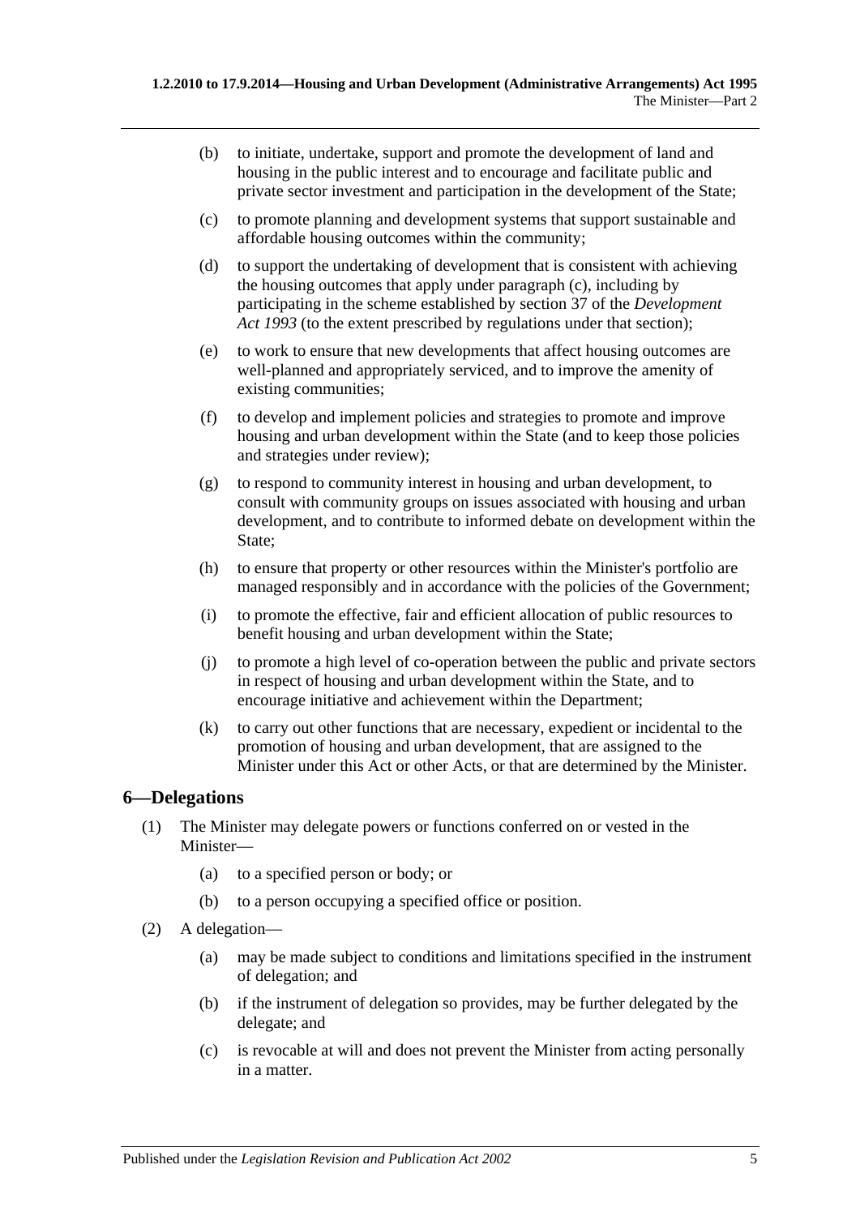(b) to initiate, undertake, support and promote the development of land and housing in the public interest and to encourage and facilitate public and private sector investment and participation in the development of the State;

(c) to promote planning and development systems that support sustainable and affordable housing outcomes within the community;

(d) to support the undertaking of development that is consistent with achieving the housing outcomes that apply under paragraph (c), including by participating in the scheme established by section 37 of the *Development Act 1993* (to the extent prescribed by regulations under that section);

(e) to work to ensure that new developments that affect housing outcomes are well-planned and appropriately serviced, and to improve the amenity of existing communities;

(f) to develop and implement policies and strategies to promote and improve housing and urban development within the State (and to keep those policies and strategies under review);

(g) to respond to community interest in housing and urban development, to consult with community groups on issues associated with housing and urban development, and to contribute to informed debate on development within the State;

(h) to ensure that property or other resources within the Minister's portfolio are managed responsibly and in accordance with the policies of the Government;

(i) to promote the effective, fair and efficient allocation of public resources to benefit housing and urban development within the State;

(j) to promote a high level of co-operation between the public and private sectors in respect of housing and urban development within the State, and to encourage initiative and achievement within the Department;

(k) to carry out other functions that are necessary, expedient or incidental to the promotion of housing and urban development, that are assigned to the Minister under this Act or other Acts, or that are determined by the Minister.

## 6—Delegations

(1) The Minister may delegate powers or functions conferred on or vested in the Minister—

(a) to a specified person or body; or

(b) to a person occupying a specified office or position.

(2) A delegation—

(a) may be made subject to conditions and limitations specified in the instrument of delegation; and

(b) if the instrument of delegation so provides, may be further delegated by the delegate; and

(c) is revocable at will and does not prevent the Minister from acting personally in a matter.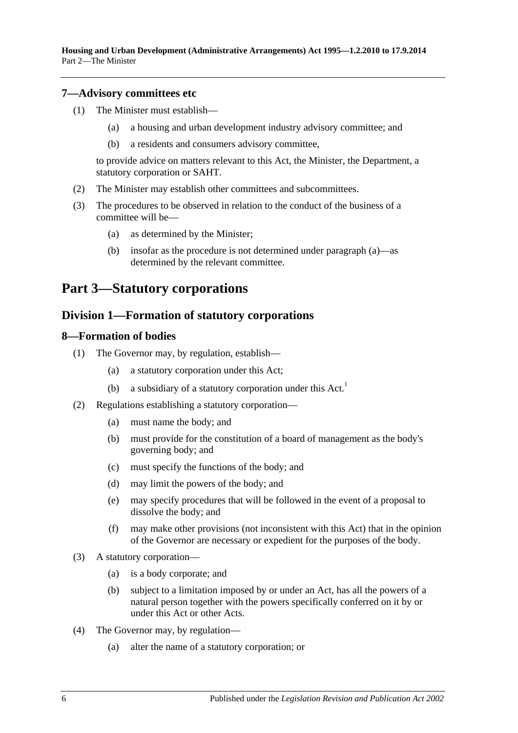### 7—Advisory committees etc

(1) The Minister must establish—

(a) a housing and urban development industry advisory committee; and

(b) a residents and consumers advisory committee,

to provide advice on matters relevant to this Act, the Minister, the Department, a statutory corporation or SAHT.

(2) The Minister may establish other committees and subcommittees.

(3) The procedures to be observed in relation to the conduct of the business of a committee will be—

(a) as determined by the Minister;

(b) insofar as the procedure is not determined under paragraph (a)—as determined by the relevant committee.

# Part 3—Statutory corporations

## Division 1—Formation of statutory corporations

### 8—Formation of bodies

(1) The Governor may, by regulation, establish—

(a) a statutory corporation under this Act;

(b) a subsidiary of a statutory corporation under this Act.[1]

(2) Regulations establishing a statutory corporation—

(a) must name the body; and

(b) must provide for the constitution of a board of management as the body's governing body; and

(c) must specify the functions of the body; and

(d) may limit the powers of the body; and

(e) may specify procedures that will be followed in the event of a proposal to dissolve the body; and

(f) may make other provisions (not inconsistent with this Act) that in the opinion of the Governor are necessary or expedient for the purposes of the body.

(3) A statutory corporation—

(a) is a body corporate; and

(b) subject to a limitation imposed by or under an Act, has all the powers of a natural person together with the powers specifically conferred on it by or under this Act or other Acts.

(4) The Governor may, by regulation—

(a) alter the name of a statutory corporation; or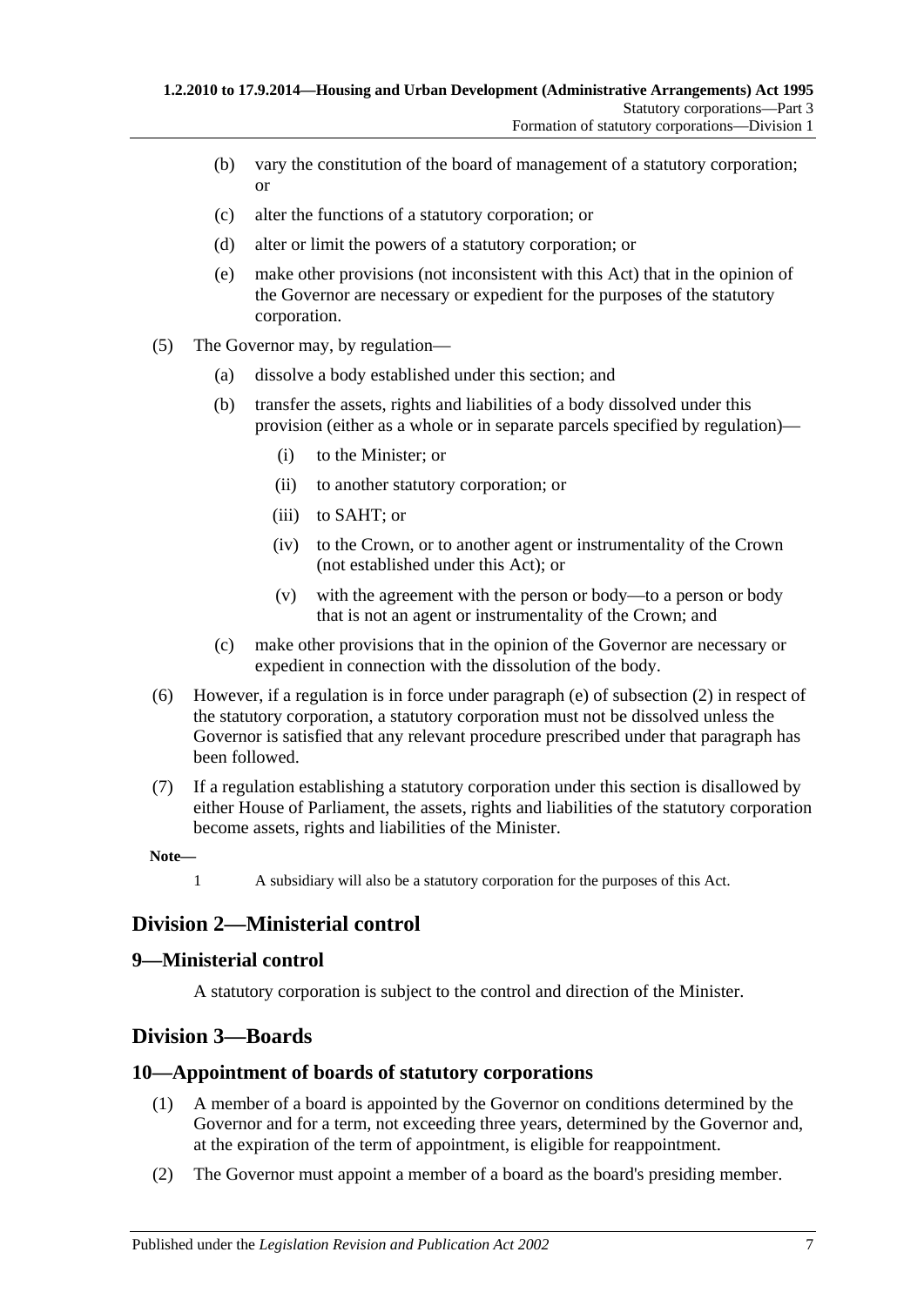(b) vary the constitution of the board of management of a statutory corporation; or

(c) alter the functions of a statutory corporation; or

(d) alter or limit the powers of a statutory corporation; or

(e) make other provisions (not inconsistent with this Act) that in the opinion of the Governor are necessary or expedient for the purposes of the statutory corporation.

(5) The Governor may, by regulation—

(a) dissolve a body established under this section; and

(b) transfer the assets, rights and liabilities of a body dissolved under this provision (either as a whole or in separate parcels specified by regulation)—

(i) to the Minister; or

(ii) to another statutory corporation; or

(iii) to SAHT; or

(iv) to the Crown, or to another agent or instrumentality of the Crown (not established under this Act); or

(v) with the agreement with the person or body—to a person or body that is not an agent or instrumentality of the Crown; and

(c) make other provisions that in the opinion of the Governor are necessary or expedient in connection with the dissolution of the body.

(6) However, if a regulation is in force under paragraph (e) of subsection (2) in respect of the statutory corporation, a statutory corporation must not be dissolved unless the Governor is satisfied that any relevant procedure prescribed under that paragraph has been followed.

(7) If a regulation establishing a statutory corporation under this section is disallowed by either House of Parliament, the assets, rights and liabilities of the statutory corporation become assets, rights and liabilities of the Minister.

**Note—**

1 A subsidiary will also be a statutory corporation for the purposes of this Act.

## Division 2—Ministerial control

### 9—Ministerial control

A statutory corporation is subject to the control and direction of the Minister.

## Division 3—Boards

### 10—Appointment of boards of statutory corporations

(1) A member of a board is appointed by the Governor on conditions determined by the Governor and for a term, not exceeding three years, determined by the Governor and, at the expiration of the term of appointment, is eligible for reappointment.

(2) The Governor must appoint a member of a board as the board's presiding member.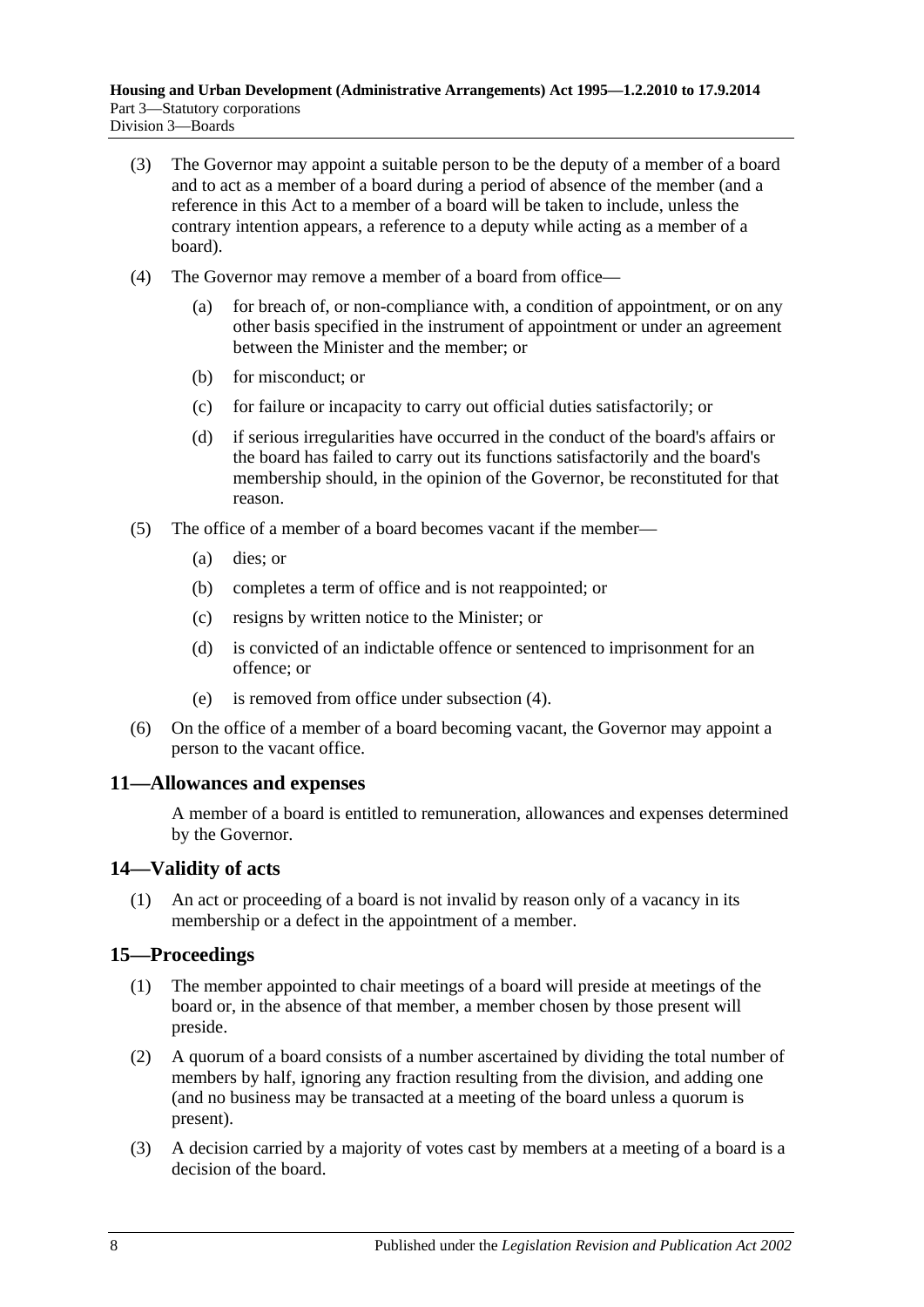(3) The Governor may appoint a suitable person to be the deputy of a member of a board and to act as a member of a board during a period of absence of the member (and a reference in this Act to a member of a board will be taken to include, unless the contrary intention appears, a reference to a deputy while acting as a member of a board).

(4) The Governor may remove a member of a board from office—

- (a) for breach of, or non-compliance with, a condition of appointment, or on any other basis specified in the instrument of appointment or under an agreement between the Minister and the member; or
- (b) for misconduct; or
- (c) for failure or incapacity to carry out official duties satisfactorily; or
- (d) if serious irregularities have occurred in the conduct of the board's affairs or the board has failed to carry out its functions satisfactorily and the board's membership should, in the opinion of the Governor, be reconstituted for that reason.

(5) The office of a member of a board becomes vacant if the member—

- (a) dies; or
- (b) completes a term of office and is not reappointed; or
- (c) resigns by written notice to the Minister; or
- (d) is convicted of an indictable offence or sentenced to imprisonment for an offence; or
- (e) is removed from office under subsection (4).

(6) On the office of a member of a board becoming vacant, the Governor may appoint a person to the vacant office.

## 11—Allowances and expenses

A member of a board is entitled to remuneration, allowances and expenses determined by the Governor.

## 14—Validity of acts

(1) An act or proceeding of a board is not invalid by reason only of a vacancy in its membership or a defect in the appointment of a member.

## 15—Proceedings

(1) The member appointed to chair meetings of a board will preside at meetings of the board or, in the absence of that member, a member chosen by those present will preside.

(2) A quorum of a board consists of a number ascertained by dividing the total number of members by half, ignoring any fraction resulting from the division, and adding one (and no business may be transacted at a meeting of the board unless a quorum is present).

(3) A decision carried by a majority of votes cast by members at a meeting of a board is a decision of the board.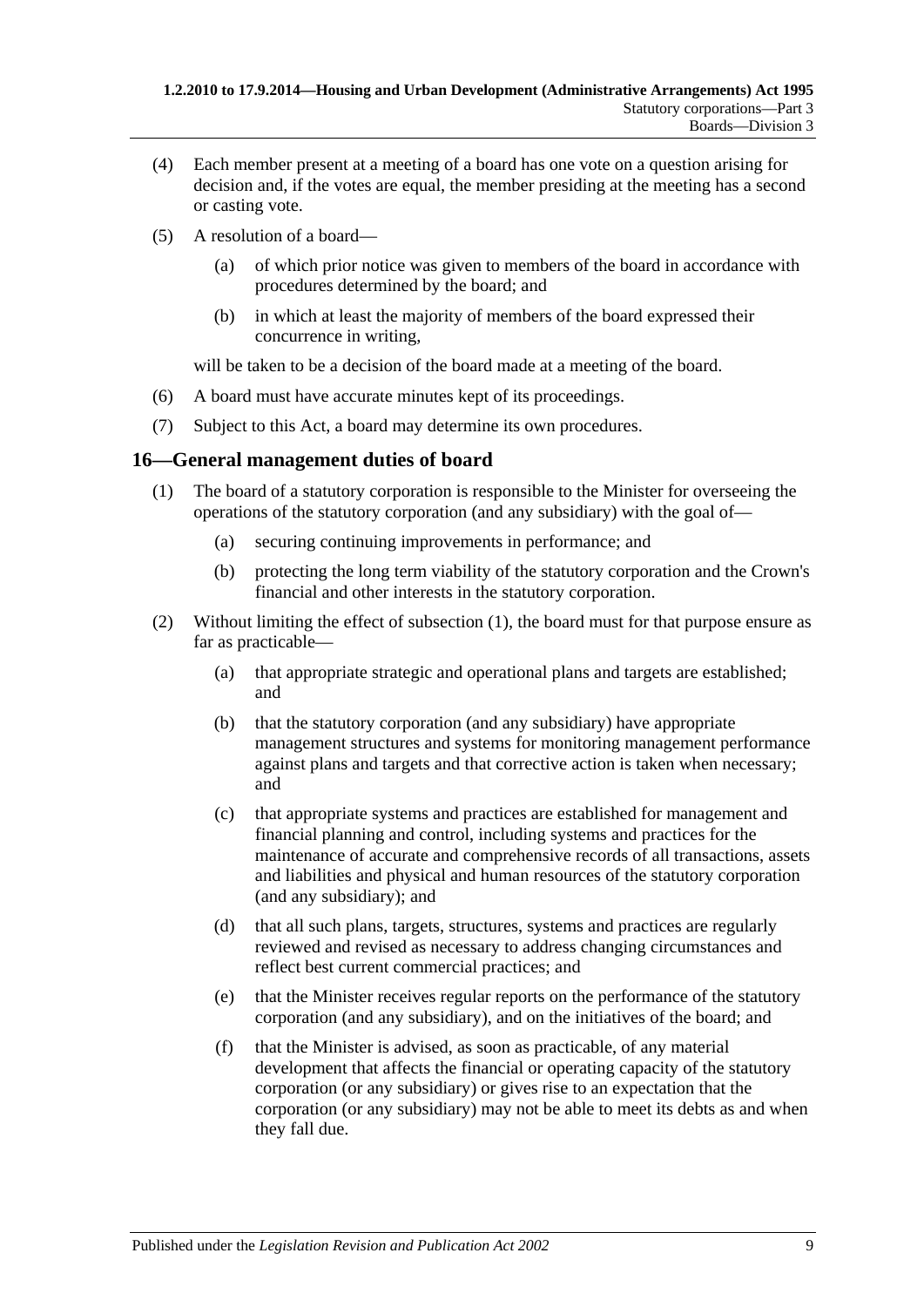(4) Each member present at a meeting of a board has one vote on a question arising for decision and, if the votes are equal, the member presiding at the meeting has a second or casting vote.

(5) A resolution of a board—

- (a) of which prior notice was given to members of the board in accordance with procedures determined by the board; and
- (b) in which at least the majority of members of the board expressed their concurrence in writing,

will be taken to be a decision of the board made at a meeting of the board.

(6) A board must have accurate minutes kept of its proceedings.

(7) Subject to this Act, a board may determine its own procedures.

## 16—General management duties of board

(1) The board of a statutory corporation is responsible to the Minister for overseeing the operations of the statutory corporation (and any subsidiary) with the goal of—

- (a) securing continuing improvements in performance; and
- (b) protecting the long term viability of the statutory corporation and the Crown's financial and other interests in the statutory corporation.

(2) Without limiting the effect of subsection (1), the board must for that purpose ensure as far as practicable—

- (a) that appropriate strategic and operational plans and targets are established; and
- (b) that the statutory corporation (and any subsidiary) have appropriate management structures and systems for monitoring management performance against plans and targets and that corrective action is taken when necessary; and
- (c) that appropriate systems and practices are established for management and financial planning and control, including systems and practices for the maintenance of accurate and comprehensive records of all transactions, assets and liabilities and physical and human resources of the statutory corporation (and any subsidiary); and
- (d) that all such plans, targets, structures, systems and practices are regularly reviewed and revised as necessary to address changing circumstances and reflect best current commercial practices; and
- (e) that the Minister receives regular reports on the performance of the statutory corporation (and any subsidiary), and on the initiatives of the board; and
- (f) that the Minister is advised, as soon as practicable, of any material development that affects the financial or operating capacity of the statutory corporation (or any subsidiary) or gives rise to an expectation that the corporation (or any subsidiary) may not be able to meet its debts as and when they fall due.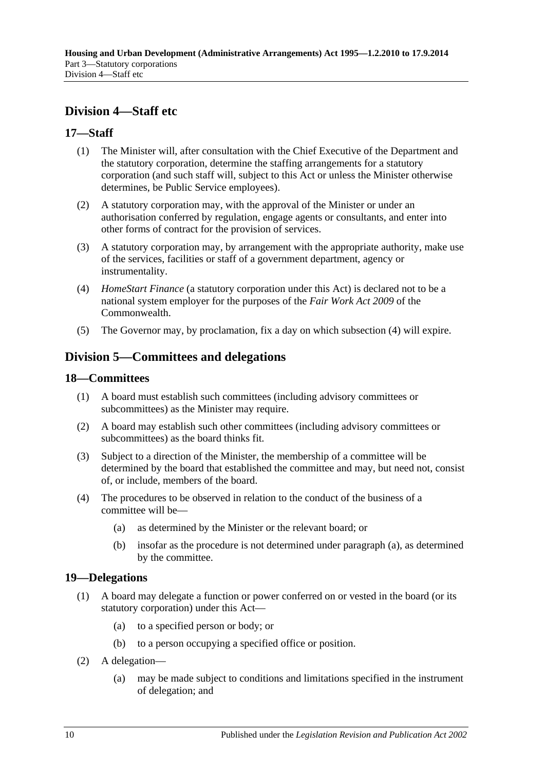## Division 4—Staff etc

### 17—Staff

(1) The Minister will, after consultation with the Chief Executive of the Department and the statutory corporation, determine the staffing arrangements for a statutory corporation (and such staff will, subject to this Act or unless the Minister otherwise determines, be Public Service employees).

(2) A statutory corporation may, with the approval of the Minister or under an authorisation conferred by regulation, engage agents or consultants, and enter into other forms of contract for the provision of services.

(3) A statutory corporation may, by arrangement with the appropriate authority, make use of the services, facilities or staff of a government department, agency or instrumentality.

(4) *HomeStart Finance* (a statutory corporation under this Act) is declared not to be a national system employer for the purposes of the *Fair Work Act 2009* of the Commonwealth.

(5) The Governor may, by proclamation, fix a day on which subsection (4) will expire.

## Division 5—Committees and delegations

### 18—Committees

(1) A board must establish such committees (including advisory committees or subcommittees) as the Minister may require.

(2) A board may establish such other committees (including advisory committees or subcommittees) as the board thinks fit.

(3) Subject to a direction of the Minister, the membership of a committee will be determined by the board that established the committee and may, but need not, consist of, or include, members of the board.

(4) The procedures to be observed in relation to the conduct of the business of a committee will be—

(a) as determined by the Minister or the relevant board; or

(b) insofar as the procedure is not determined under paragraph (a), as determined by the committee.

### 19—Delegations

(1) A board may delegate a function or power conferred on or vested in the board (or its statutory corporation) under this Act—

(a) to a specified person or body; or

(b) to a person occupying a specified office or position.

(2) A delegation—

(a) may be made subject to conditions and limitations specified in the instrument of delegation; and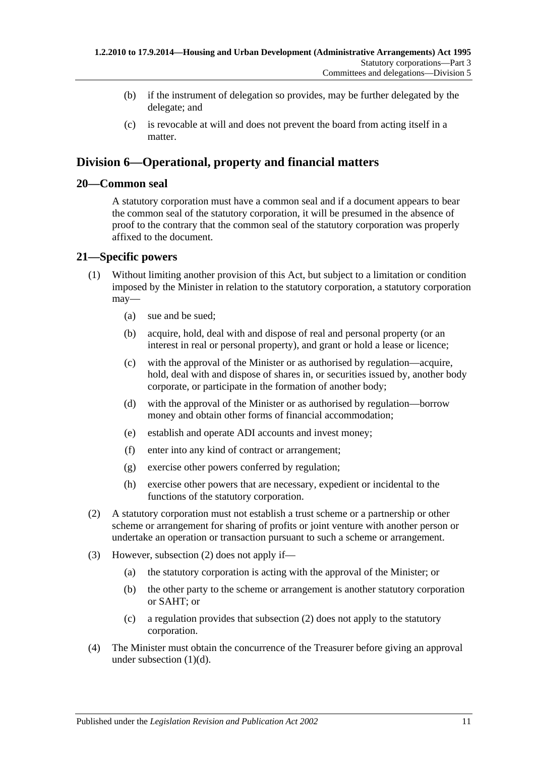(b) if the instrument of delegation so provides, may be further delegated by the delegate; and

(c) is revocable at will and does not prevent the board from acting itself in a matter.

## Division 6—Operational, property and financial matters

### 20—Common seal

A statutory corporation must have a common seal and if a document appears to bear the common seal of the statutory corporation, it will be presumed in the absence of proof to the contrary that the common seal of the statutory corporation was properly affixed to the document.

### 21—Specific powers

(1) Without limiting another provision of this Act, but subject to a limitation or condition imposed by the Minister in relation to the statutory corporation, a statutory corporation may—

(a) sue and be sued;

(b) acquire, hold, deal with and dispose of real and personal property (or an interest in real or personal property), and grant or hold a lease or licence;

(c) with the approval of the Minister or as authorised by regulation—acquire, hold, deal with and dispose of shares in, or securities issued by, another body corporate, or participate in the formation of another body;

(d) with the approval of the Minister or as authorised by regulation—borrow money and obtain other forms of financial accommodation;

(e) establish and operate ADI accounts and invest money;

(f) enter into any kind of contract or arrangement;

(g) exercise other powers conferred by regulation;

(h) exercise other powers that are necessary, expedient or incidental to the functions of the statutory corporation.

(2) A statutory corporation must not establish a trust scheme or a partnership or other scheme or arrangement for sharing of profits or joint venture with another person or undertake an operation or transaction pursuant to such a scheme or arrangement.

(3) However, subsection (2) does not apply if—

(a) the statutory corporation is acting with the approval of the Minister; or

(b) the other party to the scheme or arrangement is another statutory corporation or SAHT; or

(c) a regulation provides that subsection (2) does not apply to the statutory corporation.

(4) The Minister must obtain the concurrence of the Treasurer before giving an approval under subsection (1)(d).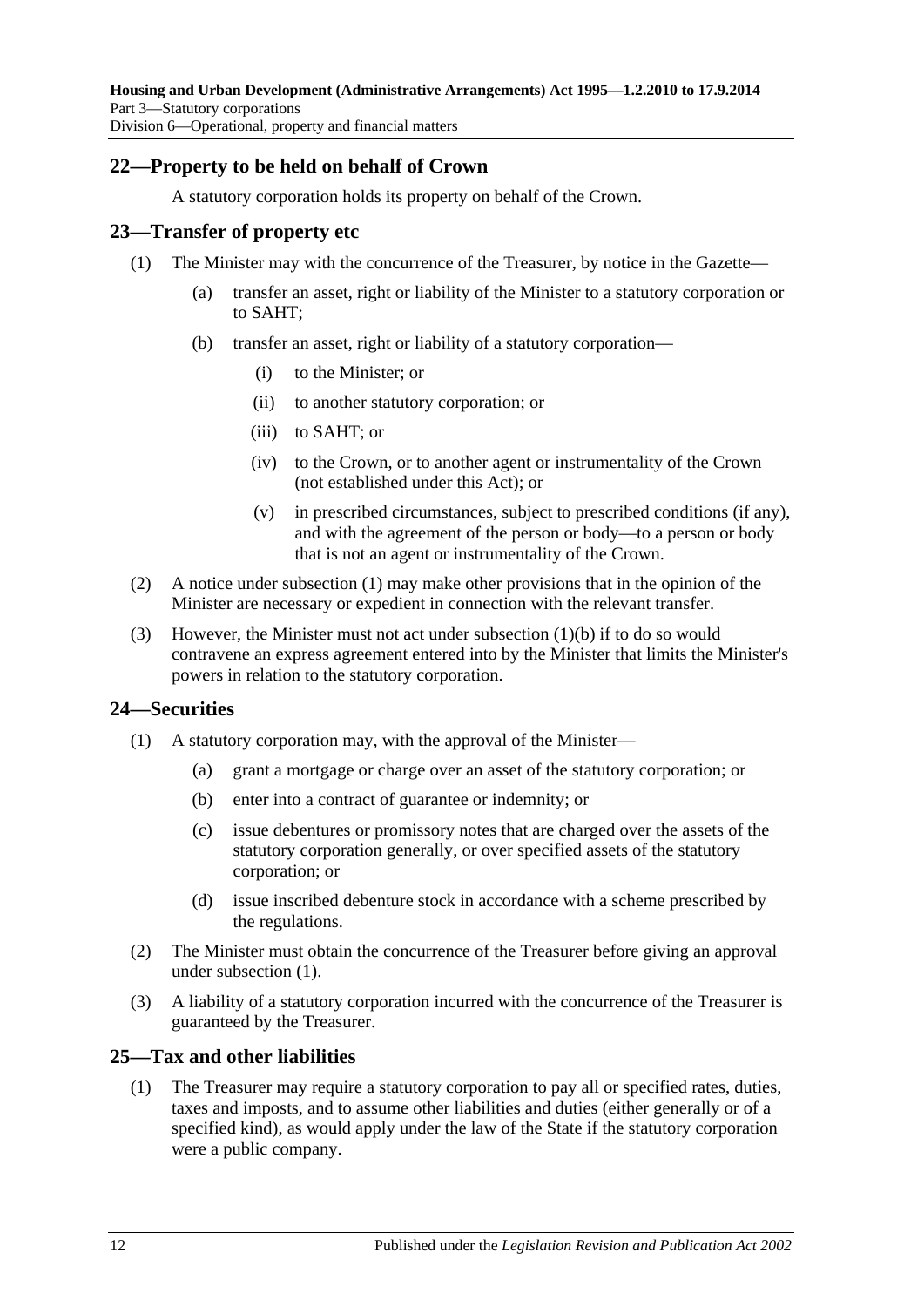## 22—Property to be held on behalf of Crown

A statutory corporation holds its property on behalf of the Crown.

## 23—Transfer of property etc

(1) The Minister may with the concurrence of the Treasurer, by notice in the Gazette—

(a) transfer an asset, right or liability of the Minister to a statutory corporation or to SAHT;

(b) transfer an asset, right or liability of a statutory corporation—

(i) to the Minister; or

(ii) to another statutory corporation; or

(iii) to SAHT; or

(iv) to the Crown, or to another agent or instrumentality of the Crown (not established under this Act); or

(v) in prescribed circumstances, subject to prescribed conditions (if any), and with the agreement of the person or body—to a person or body that is not an agent or instrumentality of the Crown.

(2) A notice under subsection (1) may make other provisions that in the opinion of the Minister are necessary or expedient in connection with the relevant transfer.

(3) However, the Minister must not act under subsection (1)(b) if to do so would contravene an express agreement entered into by the Minister that limits the Minister's powers in relation to the statutory corporation.

## 24—Securities

(1) A statutory corporation may, with the approval of the Minister—

(a) grant a mortgage or charge over an asset of the statutory corporation; or

(b) enter into a contract of guarantee or indemnity; or

(c) issue debentures or promissory notes that are charged over the assets of the statutory corporation generally, or over specified assets of the statutory corporation; or

(d) issue inscribed debenture stock in accordance with a scheme prescribed by the regulations.

(2) The Minister must obtain the concurrence of the Treasurer before giving an approval under subsection (1).

(3) A liability of a statutory corporation incurred with the concurrence of the Treasurer is guaranteed by the Treasurer.

## 25—Tax and other liabilities

(1) The Treasurer may require a statutory corporation to pay all or specified rates, duties, taxes and imposts, and to assume other liabilities and duties (either generally or of a specified kind), as would apply under the law of the State if the statutory corporation were a public company.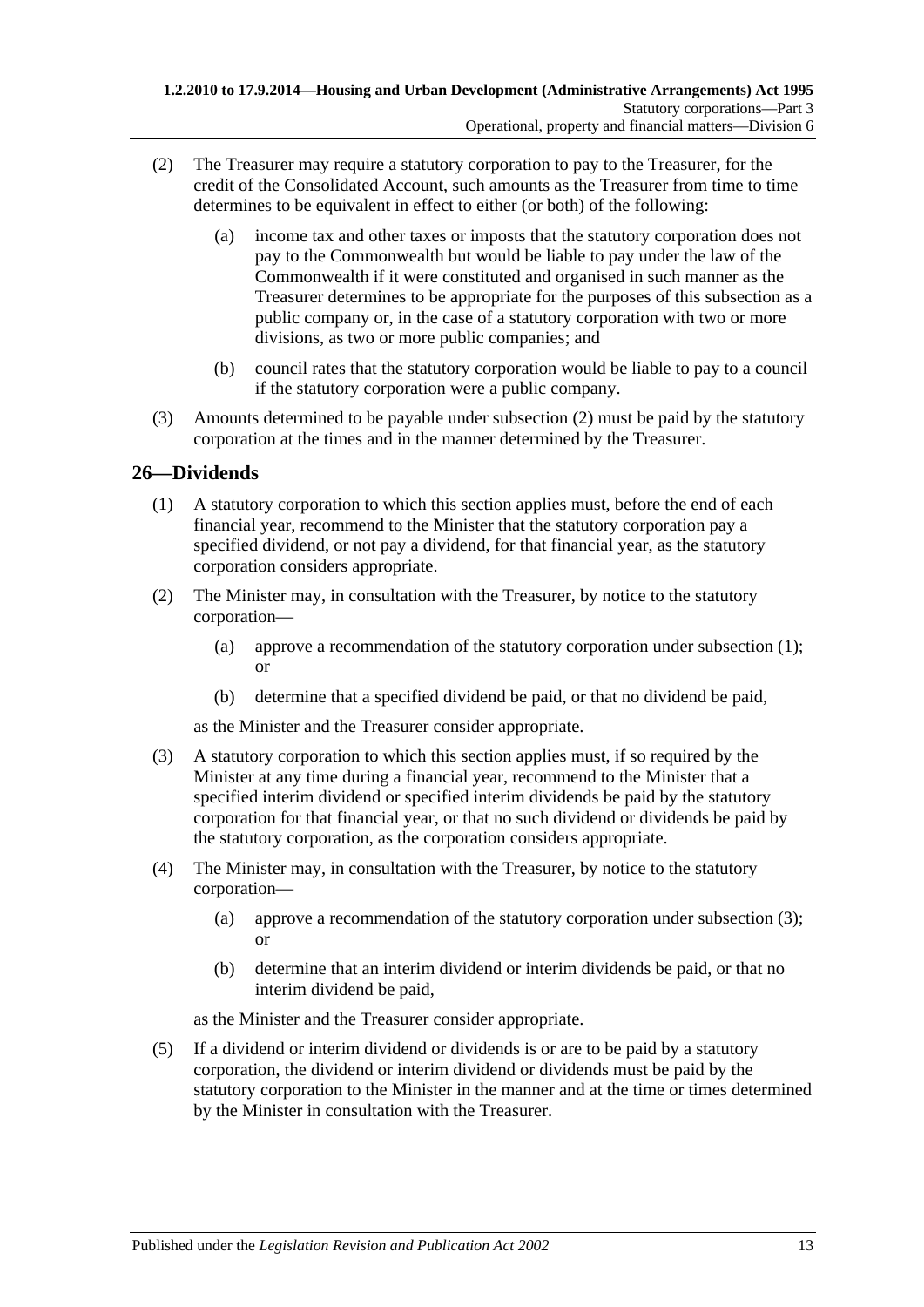(2) The Treasurer may require a statutory corporation to pay to the Treasurer, for the credit of the Consolidated Account, such amounts as the Treasurer from time to time determines to be equivalent in effect to either (or both) of the following:

(a) income tax and other taxes or imposts that the statutory corporation does not pay to the Commonwealth but would be liable to pay under the law of the Commonwealth if it were constituted and organised in such manner as the Treasurer determines to be appropriate for the purposes of this subsection as a public company or, in the case of a statutory corporation with two or more divisions, as two or more public companies; and

(b) council rates that the statutory corporation would be liable to pay to a council if the statutory corporation were a public company.

(3) Amounts determined to be payable under subsection (2) must be paid by the statutory corporation at the times and in the manner determined by the Treasurer.

## 26—Dividends

(1) A statutory corporation to which this section applies must, before the end of each financial year, recommend to the Minister that the statutory corporation pay a specified dividend, or not pay a dividend, for that financial year, as the statutory corporation considers appropriate.

(2) The Minister may, in consultation with the Treasurer, by notice to the statutory corporation—

(a) approve a recommendation of the statutory corporation under subsection (1); or

(b) determine that a specified dividend be paid, or that no dividend be paid,

as the Minister and the Treasurer consider appropriate.

(3) A statutory corporation to which this section applies must, if so required by the Minister at any time during a financial year, recommend to the Minister that a specified interim dividend or specified interim dividends be paid by the statutory corporation for that financial year, or that no such dividend or dividends be paid by the statutory corporation, as the corporation considers appropriate.

(4) The Minister may, in consultation with the Treasurer, by notice to the statutory corporation—

(a) approve a recommendation of the statutory corporation under subsection (3); or

(b) determine that an interim dividend or interim dividends be paid, or that no interim dividend be paid,

as the Minister and the Treasurer consider appropriate.

(5) If a dividend or interim dividend or dividends is or are to be paid by a statutory corporation, the dividend or interim dividend or dividends must be paid by the statutory corporation to the Minister in the manner and at the time or times determined by the Minister in consultation with the Treasurer.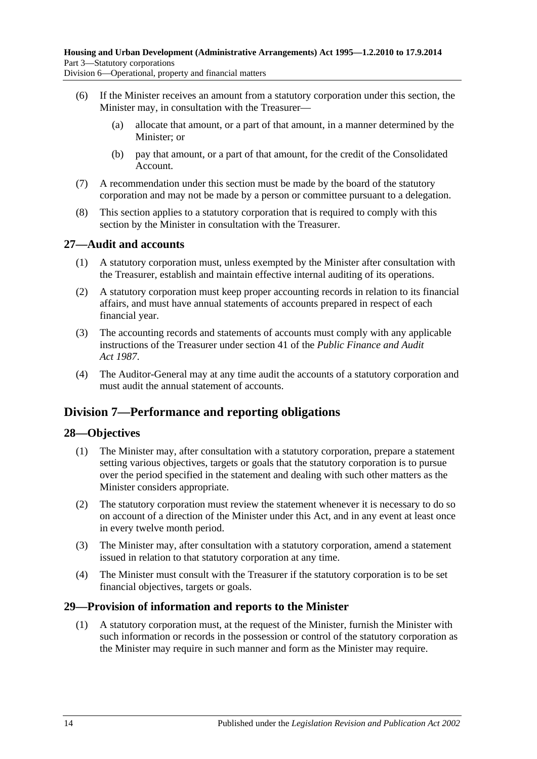(6) If the Minister receives an amount from a statutory corporation under this section, the Minister may, in consultation with the Treasurer—

(a) allocate that amount, or a part of that amount, in a manner determined by the Minister; or

(b) pay that amount, or a part of that amount, for the credit of the Consolidated Account.

(7) A recommendation under this section must be made by the board of the statutory corporation and may not be made by a person or committee pursuant to a delegation.

(8) This section applies to a statutory corporation that is required to comply with this section by the Minister in consultation with the Treasurer.

## 27—Audit and accounts

(1) A statutory corporation must, unless exempted by the Minister after consultation with the Treasurer, establish and maintain effective internal auditing of its operations.

(2) A statutory corporation must keep proper accounting records in relation to its financial affairs, and must have annual statements of accounts prepared in respect of each financial year.

(3) The accounting records and statements of accounts must comply with any applicable instructions of the Treasurer under section 41 of the *Public Finance and Audit Act 1987*.

(4) The Auditor-General may at any time audit the accounts of a statutory corporation and must audit the annual statement of accounts.

# Division 7—Performance and reporting obligations

## 28—Objectives

(1) The Minister may, after consultation with a statutory corporation, prepare a statement setting various objectives, targets or goals that the statutory corporation is to pursue over the period specified in the statement and dealing with such other matters as the Minister considers appropriate.

(2) The statutory corporation must review the statement whenever it is necessary to do so on account of a direction of the Minister under this Act, and in any event at least once in every twelve month period.

(3) The Minister may, after consultation with a statutory corporation, amend a statement issued in relation to that statutory corporation at any time.

(4) The Minister must consult with the Treasurer if the statutory corporation is to be set financial objectives, targets or goals.

## 29—Provision of information and reports to the Minister

(1) A statutory corporation must, at the request of the Minister, furnish the Minister with such information or records in the possession or control of the statutory corporation as the Minister may require in such manner and form as the Minister may require.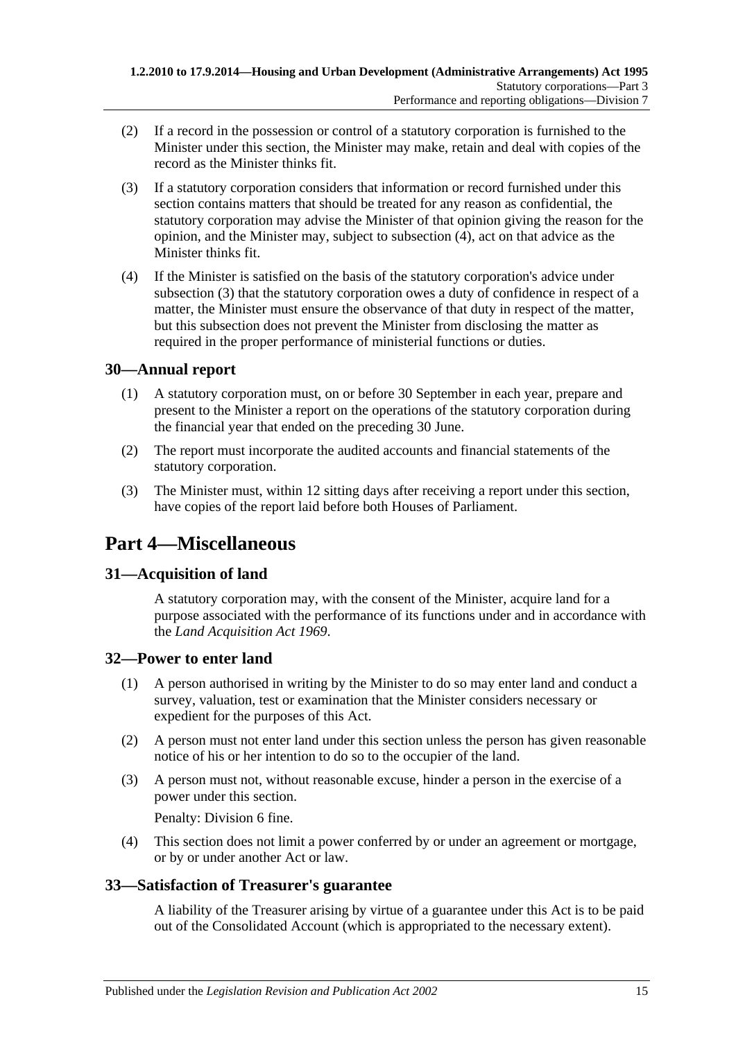(2) If a record in the possession or control of a statutory corporation is furnished to the Minister under this section, the Minister may make, retain and deal with copies of the record as the Minister thinks fit.

(3) If a statutory corporation considers that information or record furnished under this section contains matters that should be treated for any reason as confidential, the statutory corporation may advise the Minister of that opinion giving the reason for the opinion, and the Minister may, subject to subsection (4), act on that advice as the Minister thinks fit.

(4) If the Minister is satisfied on the basis of the statutory corporation's advice under subsection (3) that the statutory corporation owes a duty of confidence in respect of a matter, the Minister must ensure the observance of that duty in respect of the matter, but this subsection does not prevent the Minister from disclosing the matter as required in the proper performance of ministerial functions or duties.

### 30—Annual report

(1) A statutory corporation must, on or before 30 September in each year, prepare and present to the Minister a report on the operations of the statutory corporation during the financial year that ended on the preceding 30 June.

(2) The report must incorporate the audited accounts and financial statements of the statutory corporation.

(3) The Minister must, within 12 sitting days after receiving a report under this section, have copies of the report laid before both Houses of Parliament.

## Part 4—Miscellaneous

### 31—Acquisition of land

A statutory corporation may, with the consent of the Minister, acquire land for a purpose associated with the performance of its functions under and in accordance with the *Land Acquisition Act 1969*.

### 32—Power to enter land

(1) A person authorised in writing by the Minister to do so may enter land and conduct a survey, valuation, test or examination that the Minister considers necessary or expedient for the purposes of this Act.

(2) A person must not enter land under this section unless the person has given reasonable notice of his or her intention to do so to the occupier of the land.

(3) A person must not, without reasonable excuse, hinder a person in the exercise of a power under this section.

Penalty: Division 6 fine.

(4) This section does not limit a power conferred by or under an agreement or mortgage, or by or under another Act or law.

### 33—Satisfaction of Treasurer's guarantee

A liability of the Treasurer arising by virtue of a guarantee under this Act is to be paid out of the Consolidated Account (which is appropriated to the necessary extent).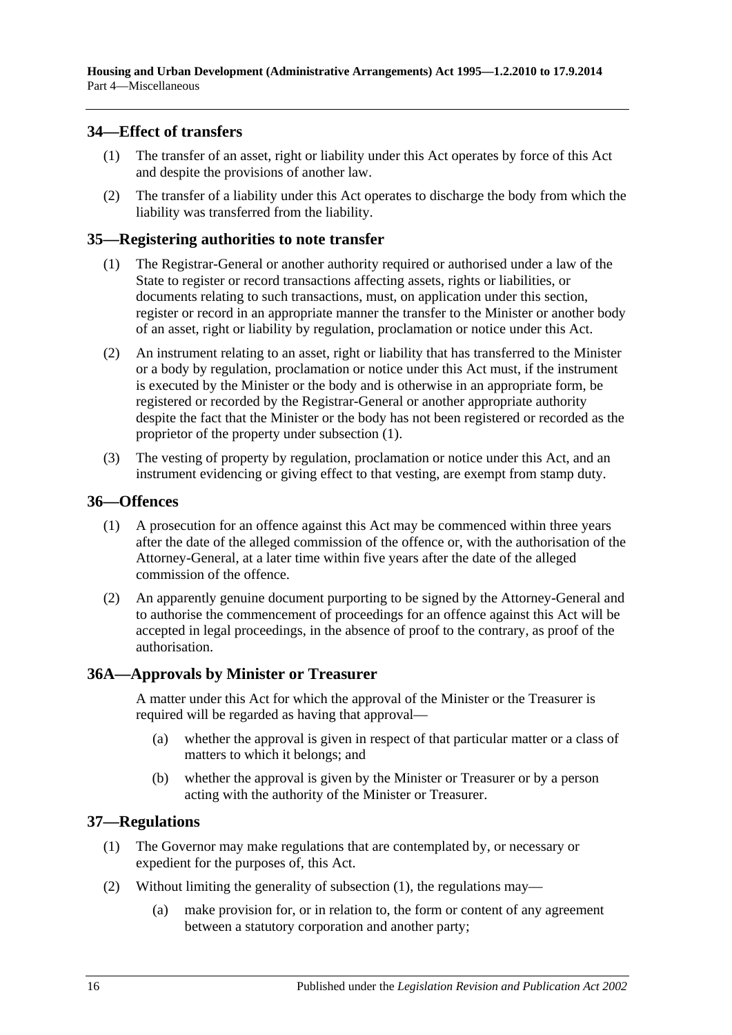## 34—Effect of transfers

(1) The transfer of an asset, right or liability under this Act operates by force of this Act and despite the provisions of another law.

(2) The transfer of a liability under this Act operates to discharge the body from which the liability was transferred from the liability.

## 35—Registering authorities to note transfer

(1) The Registrar-General or another authority required or authorised under a law of the State to register or record transactions affecting assets, rights or liabilities, or documents relating to such transactions, must, on application under this section, register or record in an appropriate manner the transfer to the Minister or another body of an asset, right or liability by regulation, proclamation or notice under this Act.

(2) An instrument relating to an asset, right or liability that has transferred to the Minister or a body by regulation, proclamation or notice under this Act must, if the instrument is executed by the Minister or the body and is otherwise in an appropriate form, be registered or recorded by the Registrar-General or another appropriate authority despite the fact that the Minister or the body has not been registered or recorded as the proprietor of the property under subsection (1).

(3) The vesting of property by regulation, proclamation or notice under this Act, and an instrument evidencing or giving effect to that vesting, are exempt from stamp duty.

## 36—Offences

(1) A prosecution for an offence against this Act may be commenced within three years after the date of the alleged commission of the offence or, with the authorisation of the Attorney-General, at a later time within five years after the date of the alleged commission of the offence.

(2) An apparently genuine document purporting to be signed by the Attorney-General and to authorise the commencement of proceedings for an offence against this Act will be accepted in legal proceedings, in the absence of proof to the contrary, as proof of the authorisation.

## 36A—Approvals by Minister or Treasurer

A matter under this Act for which the approval of the Minister or the Treasurer is required will be regarded as having that approval—

(a) whether the approval is given in respect of that particular matter or a class of matters to which it belongs; and

(b) whether the approval is given by the Minister or Treasurer or by a person acting with the authority of the Minister or Treasurer.

## 37—Regulations

(1) The Governor may make regulations that are contemplated by, or necessary or expedient for the purposes of, this Act.

(2) Without limiting the generality of subsection (1), the regulations may—

(a) make provision for, or in relation to, the form or content of any agreement between a statutory corporation and another party;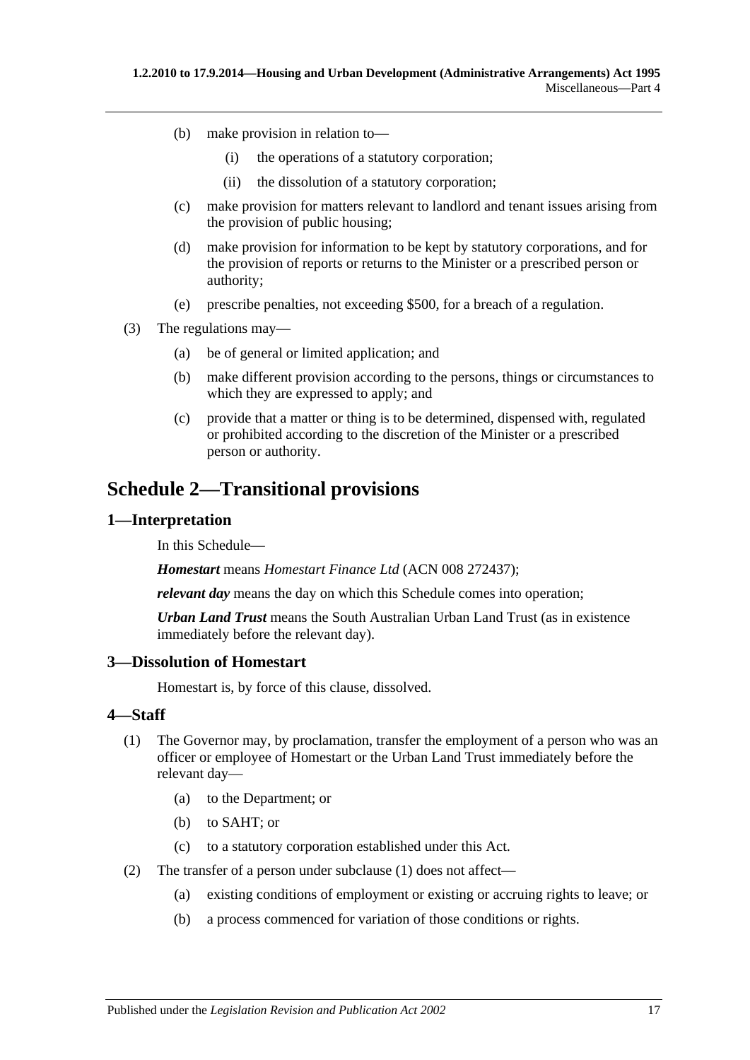(b) make provision in relation to—

(i) the operations of a statutory corporation;

(ii) the dissolution of a statutory corporation;

(c) make provision for matters relevant to landlord and tenant issues arising from the provision of public housing;

(d) make provision for information to be kept by statutory corporations, and for the provision of reports or returns to the Minister or a prescribed person or authority;

(e) prescribe penalties, not exceeding $500, for a breach of a regulation.

(3) The regulations may—

(a) be of general or limited application; and

(b) make different provision according to the persons, things or circumstances to which they are expressed to apply; and

(c) provide that a matter or thing is to be determined, dispensed with, regulated or prohibited according to the discretion of the Minister or a prescribed person or authority.

# Schedule 2—Transitional provisions

## 1—Interpretation

In this Schedule—

***Homestart*** means *Homestart Finance Ltd* (ACN 008 272437);

***relevant day*** means the day on which this Schedule comes into operation;

***Urban Land Trust*** means the South Australian Urban Land Trust (as in existence immediately before the relevant day).

## 3—Dissolution of Homestart

Homestart is, by force of this clause, dissolved.

## 4—Staff

(1) The Governor may, by proclamation, transfer the employment of a person who was an officer or employee of Homestart or the Urban Land Trust immediately before the relevant day—

(a) to the Department; or

(b) to SAHT; or

(c) to a statutory corporation established under this Act.

(2) The transfer of a person under subclause (1) does not affect—

(a) existing conditions of employment or existing or accruing rights to leave; or

(b) a process commenced for variation of those conditions or rights.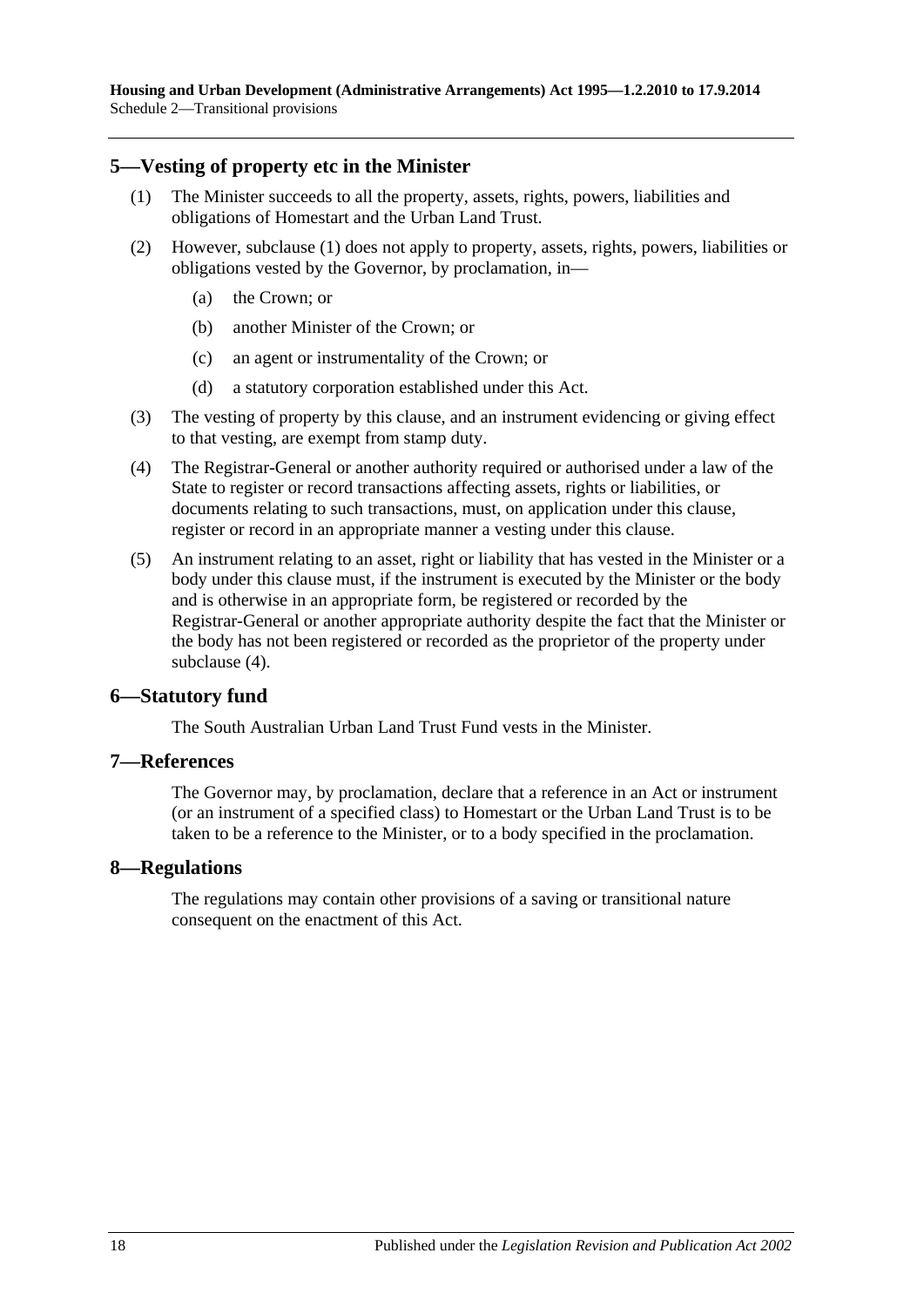## 5—Vesting of property etc in the Minister

(1) The Minister succeeds to all the property, assets, rights, powers, liabilities and obligations of Homestart and the Urban Land Trust.

(2) However, subclause (1) does not apply to property, assets, rights, powers, liabilities or obligations vested by the Governor, by proclamation, in—

(a) the Crown; or

(b) another Minister of the Crown; or

(c) an agent or instrumentality of the Crown; or

(d) a statutory corporation established under this Act.

(3) The vesting of property by this clause, and an instrument evidencing or giving effect to that vesting, are exempt from stamp duty.

(4) The Registrar-General or another authority required or authorised under a law of the State to register or record transactions affecting assets, rights or liabilities, or documents relating to such transactions, must, on application under this clause, register or record in an appropriate manner a vesting under this clause.

(5) An instrument relating to an asset, right or liability that has vested in the Minister or a body under this clause must, if the instrument is executed by the Minister or the body and is otherwise in an appropriate form, be registered or recorded by the Registrar-General or another appropriate authority despite the fact that the Minister or the body has not been registered or recorded as the proprietor of the property under subclause (4).

## 6—Statutory fund

The South Australian Urban Land Trust Fund vests in the Minister.

## 7—References

The Governor may, by proclamation, declare that a reference in an Act or instrument (or an instrument of a specified class) to Homestart or the Urban Land Trust is to be taken to be a reference to the Minister, or to a body specified in the proclamation.

## 8—Regulations

The regulations may contain other provisions of a saving or transitional nature consequent on the enactment of this Act.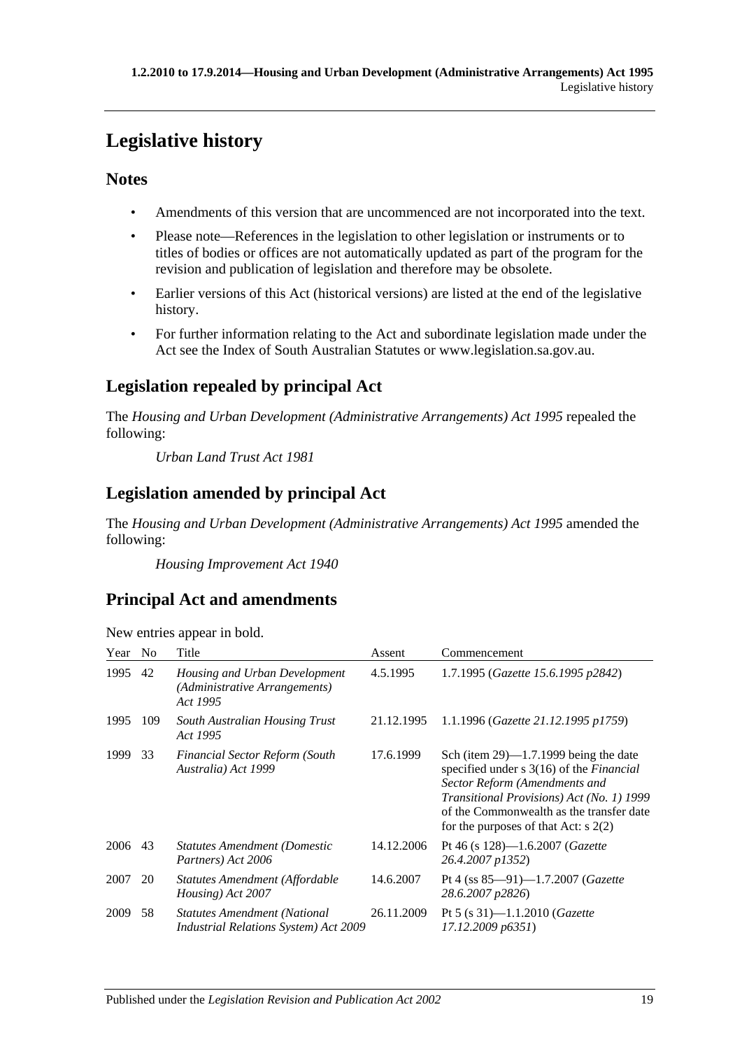# Legislative history

## Notes

- Amendments of this version that are uncommenced are not incorporated into the text.
- Please note—References in the legislation to other legislation or instruments or to titles of bodies or offices are not automatically updated as part of the program for the revision and publication of legislation and therefore may be obsolete.
- Earlier versions of this Act (historical versions) are listed at the end of the legislative history.
- For further information relating to the Act and subordinate legislation made under the Act see the Index of South Australian Statutes or www.legislation.sa.gov.au.

## Legislation repealed by principal Act

The *Housing and Urban Development (Administrative Arrangements) Act 1995* repealed the following:

*Urban Land Trust Act 1981*

## Legislation amended by principal Act

The *Housing and Urban Development (Administrative Arrangements) Act 1995* amended the following:

*Housing Improvement Act 1940*

## Principal Act and amendments

New entries appear in bold.

| Year | No | Title | Assent | Commencement |
|---|---|---|---|---|
| 1995 | 42 | *Housing and Urban Development (Administrative Arrangements) Act 1995* | 4.5.1995 | 1.7.1995 (*Gazette 15.6.1995 p2842*) |
| 1995 | 109 | *South Australian Housing Trust Act 1995* | 21.12.1995 | 1.1.1996 (*Gazette 21.12.1995 p1759*) |
| 1999 | 33 | *Financial Sector Reform (South Australia) Act 1999* | 17.6.1999 | Sch (item 29)—1.7.1999 being the date specified under s 3(16) of the *Financial Sector Reform (Amendments and Transitional Provisions) Act (No. 1) 1999* of the Commonwealth as the transfer date for the purposes of that Act: s 2(2) |
| 2006 | 43 | *Statutes Amendment (Domestic Partners) Act 2006* | 14.12.2006 | Pt 46 (s 128)—1.6.2007 (*Gazette 26.4.2007 p1352*) |
| 2007 | 20 | *Statutes Amendment (Affordable Housing) Act 2007* | 14.6.2007 | Pt 4 (ss 85—91)—1.7.2007 (*Gazette 28.6.2007 p2826*) |
| 2009 | 58 | *Statutes Amendment (National Industrial Relations System) Act 2009* | 26.11.2009 | Pt 5 (s 31)—1.1.2010 (*Gazette 17.12.2009 p6351*) |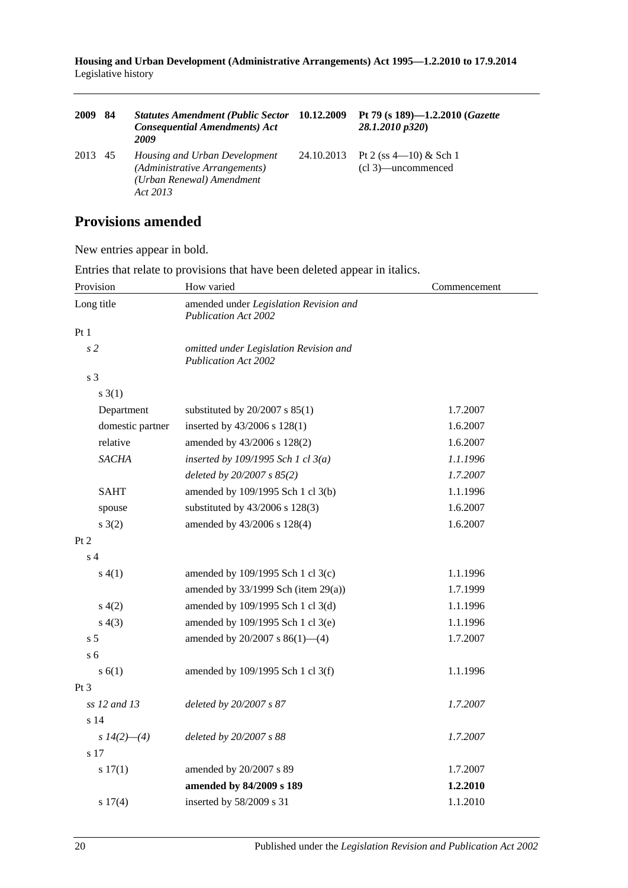| | | | | |
|---|---|---|---|---|
| **2009** | **84** | ***Statutes Amendment (Public Sector Consequential Amendments) Act 2009*** | **10.12.2009** | **Pt 79 (s 189)—1.2.2010 (*Gazette 28.1.2010 p320*)** |
| 2013 | 45 | *Housing and Urban Development (Administrative Arrangements) (Urban Renewal) Amendment Act 2013* | 24.10.2013 | Pt 2 (ss 4—10) & Sch 1 (cl 3)—uncommenced |

## Provisions amended

New entries appear in bold.

Entries that relate to provisions that have been deleted appear in italics.

| Provision | | How varied | Commencement |
|---|---|---|---|
| Long title | | amended under *Legislation Revision and Publication Act 2002* | |
| Pt 1 | | | |
| *s 2* | | *omitted under Legislation Revision and Publication Act 2002* | |
| s 3 | | | |
| s 3(1) | | | |
| | Department | substituted by 20/2007 s 85(1) | 1.7.2007 |
| | domestic partner | inserted by 43/2006 s 128(1) | 1.6.2007 |
| | relative | amended by 43/2006 s 128(2) | 1.6.2007 |
| | *SACHA* | *inserted by 109/1995 Sch 1 cl 3(a)* | *1.1.1996* |
| | | *deleted by 20/2007 s 85(2)* | *1.7.2007* |
| | SAHT | amended by 109/1995 Sch 1 cl 3(b) | 1.1.1996 |
| | spouse | substituted by 43/2006 s 128(3) | 1.6.2007 |
| s 3(2) | | amended by 43/2006 s 128(4) | 1.6.2007 |
| Pt 2 | | | |
| s 4 | | | |
| s 4(1) | | amended by 109/1995 Sch 1 cl 3(c) | 1.1.1996 |
| | | amended by 33/1999 Sch (item 29(a)) | 1.7.1999 |
| s 4(2) | | amended by 109/1995 Sch 1 cl 3(d) | 1.1.1996 |
| s 4(3) | | amended by 109/1995 Sch 1 cl 3(e) | 1.1.1996 |
| s 5 | | amended by 20/2007 s 86(1)—(4) | 1.7.2007 |
| s 6 | | | |
| s 6(1) | | amended by 109/1995 Sch 1 cl 3(f) | 1.1.1996 |
| Pt 3 | | | |
| *ss 12 and 13* | | *deleted by 20/2007 s 87* | *1.7.2007* |
| s 14 | | | |
| *s 14(2)—(4)* | | *deleted by 20/2007 s 88* | *1.7.2007* |
| s 17 | | | |
| s 17(1) | | amended by 20/2007 s 89 | 1.7.2007 |
| | | **amended by 84/2009 s 189** | **1.2.2010** |
| s 17(4) | | inserted by 58/2009 s 31 | 1.1.2010 |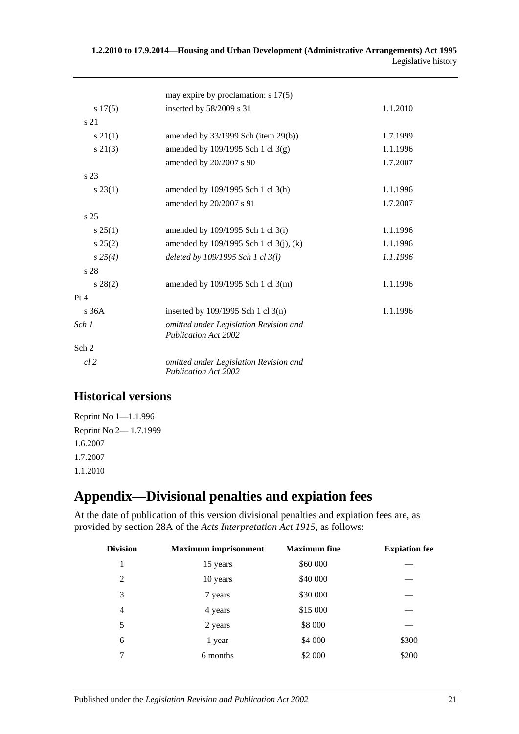| | | |
|---|---|---|
| | may expire by proclamation: s 17(5) | |
| s 17(5) | inserted by 58/2009 s 31 | 1.1.2010 |
| s 21 | | |
| s 21(1) | amended by 33/1999 Sch (item 29(b)) | 1.7.1999 |
| s 21(3) | amended by 109/1995 Sch 1 cl 3(g) | 1.1.1996 |
| | amended by 20/2007 s 90 | 1.7.2007 |
| s 23 | | |
| s 23(1) | amended by 109/1995 Sch 1 cl 3(h) | 1.1.1996 |
| | amended by 20/2007 s 91 | 1.7.2007 |
| s 25 | | |
| s 25(1) | amended by 109/1995 Sch 1 cl 3(i) | 1.1.1996 |
| s 25(2) | amended by 109/1995 Sch 1 cl 3(j), (k) | 1.1.1996 |
| *s 25(4)* | *deleted by 109/1995 Sch 1 cl 3(l)* | *1.1.1996* |
| s 28 | | |
| s 28(2) | amended by 109/1995 Sch 1 cl 3(m) | 1.1.1996 |
| Pt 4 | | |
| s 36A | inserted by 109/1995 Sch 1 cl 3(n) | 1.1.1996 |
| *Sch 1* | *omitted under Legislation Revision and Publication Act 2002* | |
| Sch 2 | | |
| *cl 2* | *omitted under Legislation Revision and Publication Act 2002* | |

## Historical versions

Reprint No 1—1.1.996

Reprint No 2— 1.7.1999

1.6.2007

1.7.2007

1.1.2010

# Appendix—Divisional penalties and expiation fees

At the date of publication of this version divisional penalties and expiation fees are, as provided by section 28A of the *Acts Interpretation Act 1915*, as follows:

| Division | Maximum imprisonment | Maximum fine | Expiation fee |
|---|---|---|---|
| 1 | 15 years | \$60 000 | — |
| 2 | 10 years | \$40 000 | — |
| 3 | 7 years | \$30 000 | — |
| 4 | 4 years | \$15 000 | — |
| 5 | 2 years | \$8 000 | — |
| 6 | 1 year | \$4 000 | \$300 |
| 7 | 6 months | \$2 000 | \$200 |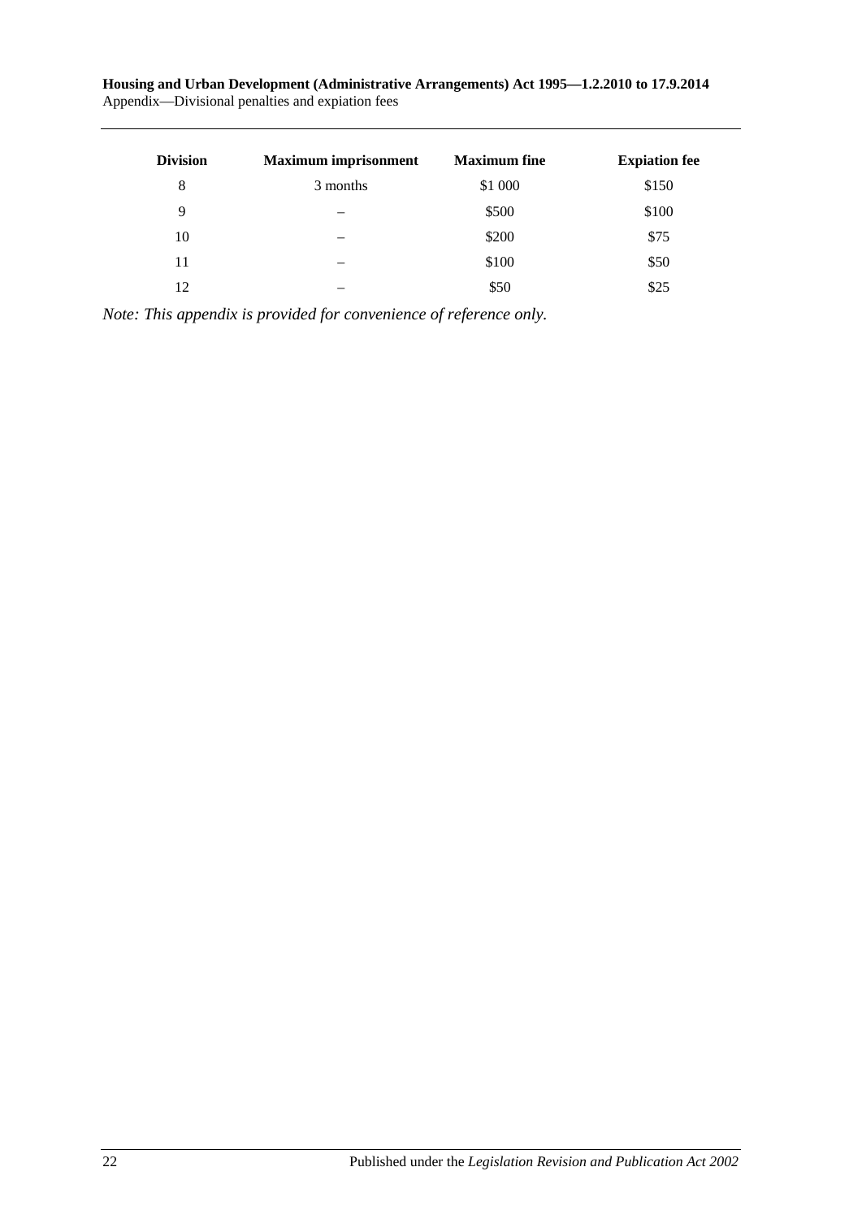| Division | Maximum imprisonment | Maximum fine | Expiation fee |
|---|---|---|---|
| 8 | 3 months | $1 000 | $150 |
| 9 | – | $500 | $100 |
| 10 | – | $200 | $75 |
| 11 | – | $100 | $50 |
| 12 | – | $50 | $25 |

*Note: This appendix is provided for convenience of reference only.*